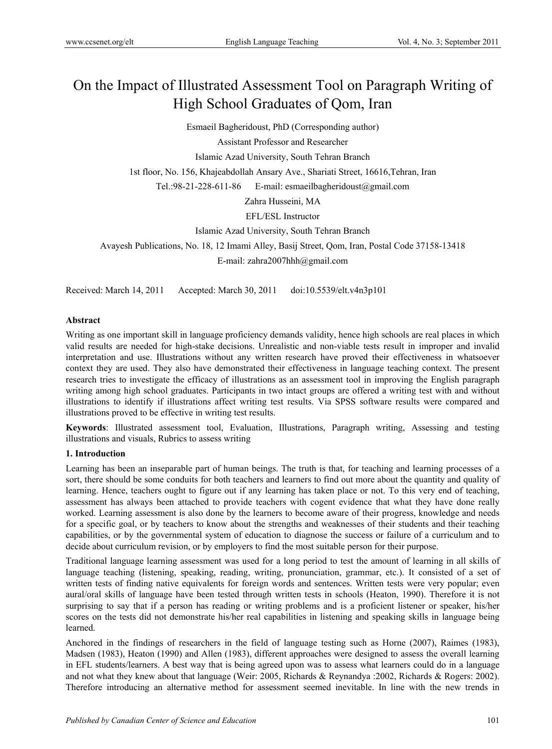# On the Impact of Illustrated Assessment Tool on Paragraph Writing of High School Graduates of Qom, Iran

Esmaeil Bagheridoust, PhD (Corresponding author)

Assistant Professor and Researcher

Islamic Azad University, South Tehran Branch

1st floor, No. 156, Khajeabdollah Ansary Ave., Shariati Street, 16616,Tehran, Iran

Tel.:98-21-228-611-86 E-mail: esmaeilbagheridoust@gmail.com

Zahra Husseini, MA

EFL/ESL Instructor

Islamic Azad University, South Tehran Branch

Avayesh Publications, No. 18, 12 Imami Alley, Basij Street, Qom, Iran, Postal Code 37158-13418

E-mail: zahra2007hhh@gmail.com

Received: March 14, 2011 Accepted: March 30, 2011 doi:10.5539/elt.v4n3p101

**Abstract**

Writing as one important skill in language proficiency demands validity, hence high schools are real places in which valid results are needed for high-stake decisions. Unrealistic and non-viable tests result in improper and invalid interpretation and use. Illustrations without any written research have proved their effectiveness in whatsoever context they are used. They also have demonstrated their effectiveness in language teaching context. The present research tries to investigate the efficacy of illustrations as an assessment tool in improving the English paragraph writing among high school graduates. Participants in two intact groups are offered a writing test with and without illustrations to identify if illustrations affect writing test results. Via SPSS software results were compared and illustrations proved to be effective in writing test results.

**Keywords**: Illustrated assessment tool, Evaluation, Illustrations, Paragraph writing, Assessing and testing illustrations and visuals, Rubrics to assess writing

## 1. Introduction

Learning has been an inseparable part of human beings. The truth is that, for teaching and learning processes of a sort, there should be some conduits for both teachers and learners to find out more about the quantity and quality of learning. Hence, teachers ought to figure out if any learning has taken place or not. To this very end of teaching, assessment has always been attached to provide teachers with cogent evidence that what they have done really worked. Learning assessment is also done by the learners to become aware of their progress, knowledge and needs for a specific goal, or by teachers to know about the strengths and weaknesses of their students and their teaching capabilities, or by the governmental system of education to diagnose the success or failure of a curriculum and to decide about curriculum revision, or by employers to find the most suitable person for their purpose.

Traditional language learning assessment was used for a long period to test the amount of learning in all skills of language teaching (listening, speaking, reading, writing, pronunciation, grammar, etc.). It consisted of a set of written tests of finding native equivalents for foreign words and sentences. Written tests were very popular; even aural/oral skills of language have been tested through written tests in schools (Heaton, 1990). Therefore it is not surprising to say that if a person has reading or writing problems and is a proficient listener or speaker, his/her scores on the tests did not demonstrate his/her real capabilities in listening and speaking skills in language being learned.

Anchored in the findings of researchers in the field of language testing such as Horne (2007), Raimes (1983), Madsen (1983), Heaton (1990) and Allen (1983), different approaches were designed to assess the overall learning in EFL students/learners. A best way that is being agreed upon was to assess what learners could do in a language and not what they knew about that language (Weir: 2005, Richards & Reynandya :2002, Richards & Rogers: 2002). Therefore introducing an alternative method for assessment seemed inevitable. In line with the new trends in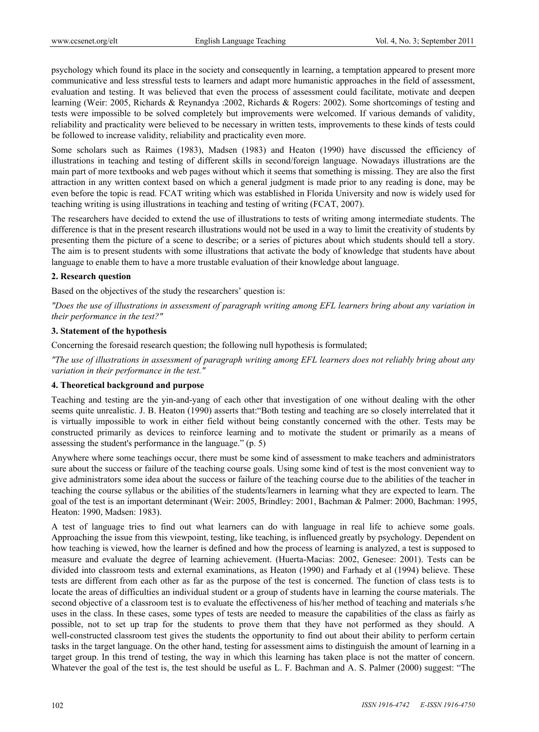psychology which found its place in the society and consequently in learning, a temptation appeared to present more communicative and less stressful tests to learners and adapt more humanistic approaches in the field of assessment, evaluation and testing. It was believed that even the process of assessment could facilitate, motivate and deepen learning (Weir: 2005, Richards & Reynandya :2002, Richards & Rogers: 2002). Some shortcomings of testing and tests were impossible to be solved completely but improvements were welcomed. If various demands of validity, reliability and practicality were believed to be necessary in written tests, improvements to these kinds of tests could be followed to increase validity, reliability and practicality even more.

Some scholars such as Raimes (1983), Madsen (1983) and Heaton (1990) have discussed the efficiency of illustrations in teaching and testing of different skills in second/foreign language. Nowadays illustrations are the main part of more textbooks and web pages without which it seems that something is missing. They are also the first attraction in any written context based on which a general judgment is made prior to any reading is done, may be even before the topic is read. FCAT writing which was established in Florida University and now is widely used for teaching writing is using illustrations in teaching and testing of writing (FCAT, 2007).

The researchers have decided to extend the use of illustrations to tests of writing among intermediate students. The difference is that in the present research illustrations would not be used in a way to limit the creativity of students by presenting them the picture of a scene to describe; or a series of pictures about which students should tell a story. The aim is to present students with some illustrations that activate the body of knowledge that students have about language to enable them to have a more trustable evaluation of their knowledge about language.

## 2. Research question

Based on the objectives of the study the researchers' question is:

*"Does the use of illustrations in assessment of paragraph writing among EFL learners bring about any variation in their performance in the test?"*

## 3. Statement of the hypothesis

Concerning the foresaid research question; the following null hypothesis is formulated;

*"The use of illustrations in assessment of paragraph writing among EFL learners does not reliably bring about any variation in their performance in the test."*

## 4. Theoretical background and purpose

Teaching and testing are the yin-and-yang of each other that investigation of one without dealing with the other seems quite unrealistic. J. B. Heaton (1990) asserts that:"Both testing and teaching are so closely interrelated that it is virtually impossible to work in either field without being constantly concerned with the other. Tests may be constructed primarily as devices to reinforce learning and to motivate the student or primarily as a means of assessing the student's performance in the language." (p. 5)

Anywhere where some teachings occur, there must be some kind of assessment to make teachers and administrators sure about the success or failure of the teaching course goals. Using some kind of test is the most convenient way to give administrators some idea about the success or failure of the teaching course due to the abilities of the teacher in teaching the course syllabus or the abilities of the students/learners in learning what they are expected to learn. The goal of the test is an important determinant (Weir: 2005, Brindley: 2001, Bachman & Palmer: 2000, Bachman: 1995, Heaton: 1990, Madsen: 1983).

A test of language tries to find out what learners can do with language in real life to achieve some goals. Approaching the issue from this viewpoint, testing, like teaching, is influenced greatly by psychology. Dependent on how teaching is viewed, how the learner is defined and how the process of learning is analyzed, a test is supposed to measure and evaluate the degree of learning achievement. (Huerta-Macias: 2002, Genesee: 2001). Tests can be divided into classroom tests and external examinations, as Heaton (1990) and Farhady et al (1994) believe. These tests are different from each other as far as the purpose of the test is concerned. The function of class tests is to locate the areas of difficulties an individual student or a group of students have in learning the course materials. The second objective of a classroom test is to evaluate the effectiveness of his/her method of teaching and materials s/he uses in the class. In these cases, some types of tests are needed to measure the capabilities of the class as fairly as possible, not to set up trap for the students to prove them that they have not performed as they should. A well-constructed classroom test gives the students the opportunity to find out about their ability to perform certain tasks in the target language. On the other hand, testing for assessment aims to distinguish the amount of learning in a target group. In this trend of testing, the way in which this learning has taken place is not the matter of concern. Whatever the goal of the test is, the test should be useful as L. F. Bachman and A. S. Palmer (2000) suggest: "The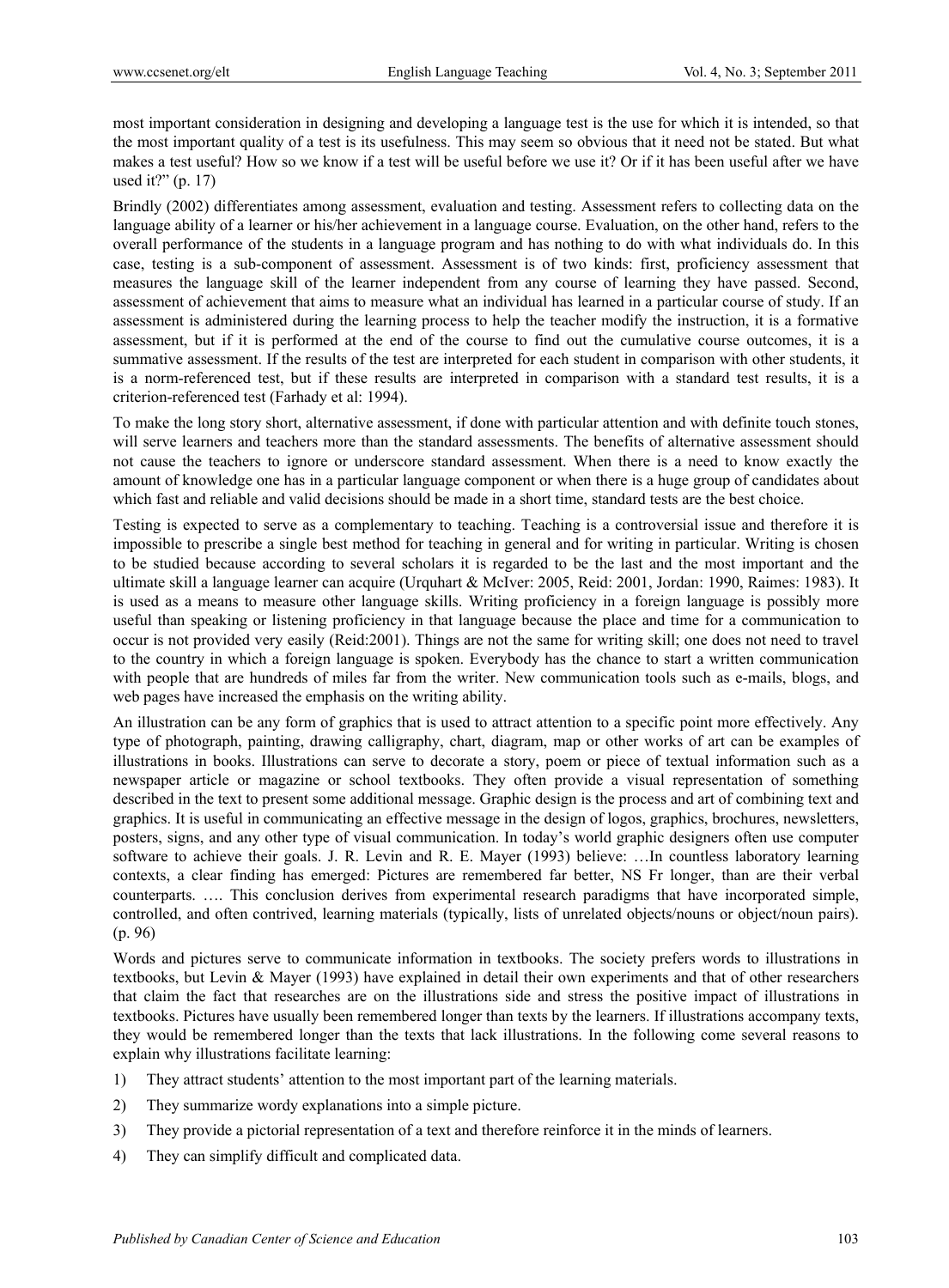most important consideration in designing and developing a language test is the use for which it is intended, so that the most important quality of a test is its usefulness. This may seem so obvious that it need not be stated. But what makes a test useful? How so we know if a test will be useful before we use it? Or if it has been useful after we have used it?" (p. 17)

Brindly (2002) differentiates among assessment, evaluation and testing. Assessment refers to collecting data on the language ability of a learner or his/her achievement in a language course. Evaluation, on the other hand, refers to the overall performance of the students in a language program and has nothing to do with what individuals do. In this case, testing is a sub-component of assessment. Assessment is of two kinds: first, proficiency assessment that measures the language skill of the learner independent from any course of learning they have passed. Second, assessment of achievement that aims to measure what an individual has learned in a particular course of study. If an assessment is administered during the learning process to help the teacher modify the instruction, it is a formative assessment, but if it is performed at the end of the course to find out the cumulative course outcomes, it is a summative assessment. If the results of the test are interpreted for each student in comparison with other students, it is a norm-referenced test, but if these results are interpreted in comparison with a standard test results, it is a criterion-referenced test (Farhady et al: 1994).

To make the long story short, alternative assessment, if done with particular attention and with definite touch stones, will serve learners and teachers more than the standard assessments. The benefits of alternative assessment should not cause the teachers to ignore or underscore standard assessment. When there is a need to know exactly the amount of knowledge one has in a particular language component or when there is a huge group of candidates about which fast and reliable and valid decisions should be made in a short time, standard tests are the best choice.

Testing is expected to serve as a complementary to teaching. Teaching is a controversial issue and therefore it is impossible to prescribe a single best method for teaching in general and for writing in particular. Writing is chosen to be studied because according to several scholars it is regarded to be the last and the most important and the ultimate skill a language learner can acquire (Urquhart & McIver: 2005, Reid: 2001, Jordan: 1990, Raimes: 1983). It is used as a means to measure other language skills. Writing proficiency in a foreign language is possibly more useful than speaking or listening proficiency in that language because the place and time for a communication to occur is not provided very easily (Reid:2001). Things are not the same for writing skill; one does not need to travel to the country in which a foreign language is spoken. Everybody has the chance to start a written communication with people that are hundreds of miles far from the writer. New communication tools such as e-mails, blogs, and web pages have increased the emphasis on the writing ability.

An illustration can be any form of graphics that is used to attract attention to a specific point more effectively. Any type of photograph, painting, drawing calligraphy, chart, diagram, map or other works of art can be examples of illustrations in books. Illustrations can serve to decorate a story, poem or piece of textual information such as a newspaper article or magazine or school textbooks. They often provide a visual representation of something described in the text to present some additional message. Graphic design is the process and art of combining text and graphics. It is useful in communicating an effective message in the design of logos, graphics, brochures, newsletters, posters, signs, and any other type of visual communication. In today's world graphic designers often use computer software to achieve their goals. J. R. Levin and R. E. Mayer (1993) believe: …In countless laboratory learning contexts, a clear finding has emerged: Pictures are remembered far better, NS Fr longer, than are their verbal counterparts. …. This conclusion derives from experimental research paradigms that have incorporated simple, controlled, and often contrived, learning materials (typically, lists of unrelated objects/nouns or object/noun pairs). (p. 96)

Words and pictures serve to communicate information in textbooks. The society prefers words to illustrations in textbooks, but Levin & Mayer (1993) have explained in detail their own experiments and that of other researchers that claim the fact that researches are on the illustrations side and stress the positive impact of illustrations in textbooks. Pictures have usually been remembered longer than texts by the learners. If illustrations accompany texts, they would be remembered longer than the texts that lack illustrations. In the following come several reasons to explain why illustrations facilitate learning:

1) They attract students' attention to the most important part of the learning materials.
2) They summarize wordy explanations into a simple picture.
3) They provide a pictorial representation of a text and therefore reinforce it in the minds of learners.
4) They can simplify difficult and complicated data.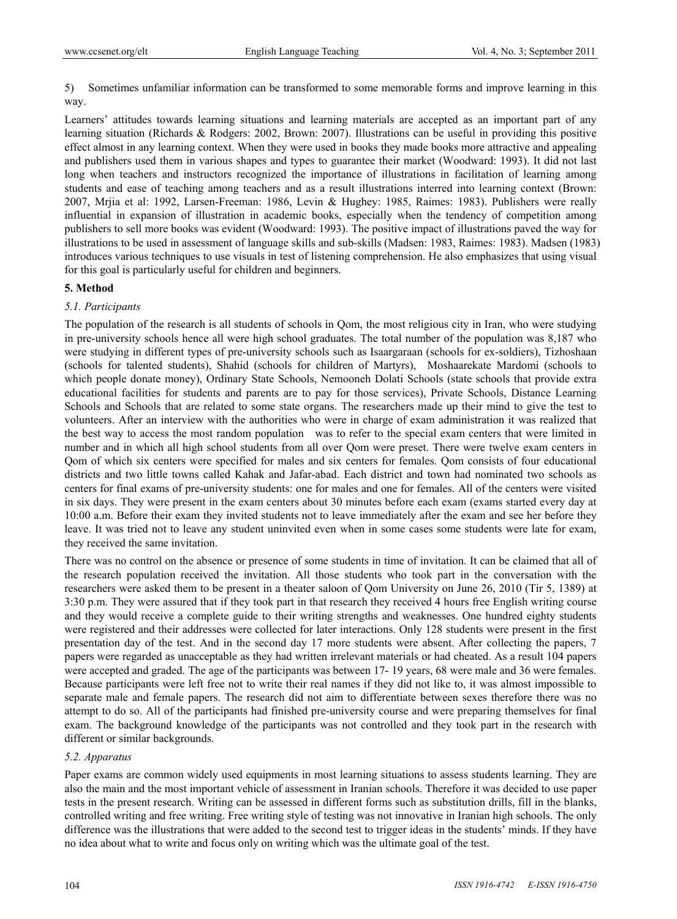5) Sometimes unfamiliar information can be transformed to some memorable forms and improve learning in this way.

Learners' attitudes towards learning situations and learning materials are accepted as an important part of any learning situation (Richards & Rodgers: 2002, Brown: 2007). Illustrations can be useful in providing this positive effect almost in any learning context. When they were used in books they made books more attractive and appealing and publishers used them in various shapes and types to guarantee their market (Woodward: 1993). It did not last long when teachers and instructors recognized the importance of illustrations in facilitation of learning among students and ease of teaching among teachers and as a result illustrations interred into learning context (Brown: 2007, Mrjia et al: 1992, Larsen-Freeman: 1986, Levin & Hughey: 1985, Raimes: 1983). Publishers were really influential in expansion of illustration in academic books, especially when the tendency of competition among publishers to sell more books was evident (Woodward: 1993). The positive impact of illustrations paved the way for illustrations to be used in assessment of language skills and sub-skills (Madsen: 1983, Raimes: 1983). Madsen (1983) introduces various techniques to use visuals in test of listening comprehension. He also emphasizes that using visual for this goal is particularly useful for children and beginners.

## 5. Method

### *5.1. Participants*

The population of the research is all students of schools in Qom, the most religious city in Iran, who were studying in pre-university schools hence all were high school graduates. The total number of the population was 8,187 who were studying in different types of pre-university schools such as Isaargaraan (schools for ex-soldiers), Tizhoshaan (schools for talented students), Shahid (schools for children of Martyrs), Moshaarekate Mardomi (schools to which people donate money), Ordinary State Schools, Nemooneh Dolati Schools (state schools that provide extra educational facilities for students and parents are to pay for those services), Private Schools, Distance Learning Schools and Schools that are related to some state organs. The researchers made up their mind to give the test to volunteers. After an interview with the authorities who were in charge of exam administration it was realized that the best way to access the most random population was to refer to the special exam centers that were limited in number and in which all high school students from all over Qom were preset. There were twelve exam centers in Qom of which six centers were specified for males and six centers for females. Qom consists of four educational districts and two little towns called Kahak and Jafar-abad. Each district and town had nominated two schools as centers for final exams of pre-university students: one for males and one for females. All of the centers were visited in six days. They were present in the exam centers about 30 minutes before each exam (exams started every day at 10:00 a.m. Before their exam they invited students not to leave immediately after the exam and see her before they leave. It was tried not to leave any student uninvited even when in some cases some students were late for exam, they received the same invitation.

There was no control on the absence or presence of some students in time of invitation. It can be claimed that all of the research population received the invitation. All those students who took part in the conversation with the researchers were asked them to be present in a theater saloon of Qom University on June 26, 2010 (Tir 5, 1389) at 3:30 p.m. They were assured that if they took part in that research they received 4 hours free English writing course and they would receive a complete guide to their writing strengths and weaknesses. One hundred eighty students were registered and their addresses were collected for later interactions. Only 128 students were present in the first presentation day of the test. And in the second day 17 more students were absent. After collecting the papers, 7 papers were regarded as unacceptable as they had written irrelevant materials or had cheated. As a result 104 papers were accepted and graded. The age of the participants was between 17- 19 years, 68 were male and 36 were females. Because participants were left free not to write their real names if they did not like to, it was almost impossible to separate male and female papers. The research did not aim to differentiate between sexes therefore there was no attempt to do so. All of the participants had finished pre-university course and were preparing themselves for final exam. The background knowledge of the participants was not controlled and they took part in the research with different or similar backgrounds.

### *5.2. Apparatus*

Paper exams are common widely used equipments in most learning situations to assess students learning. They are also the main and the most important vehicle of assessment in Iranian schools. Therefore it was decided to use paper tests in the present research. Writing can be assessed in different forms such as substitution drills, fill in the blanks, controlled writing and free writing. Free writing style of testing was not innovative in Iranian high schools. The only difference was the illustrations that were added to the second test to trigger ideas in the students' minds. If they have no idea about what to write and focus only on writing which was the ultimate goal of the test.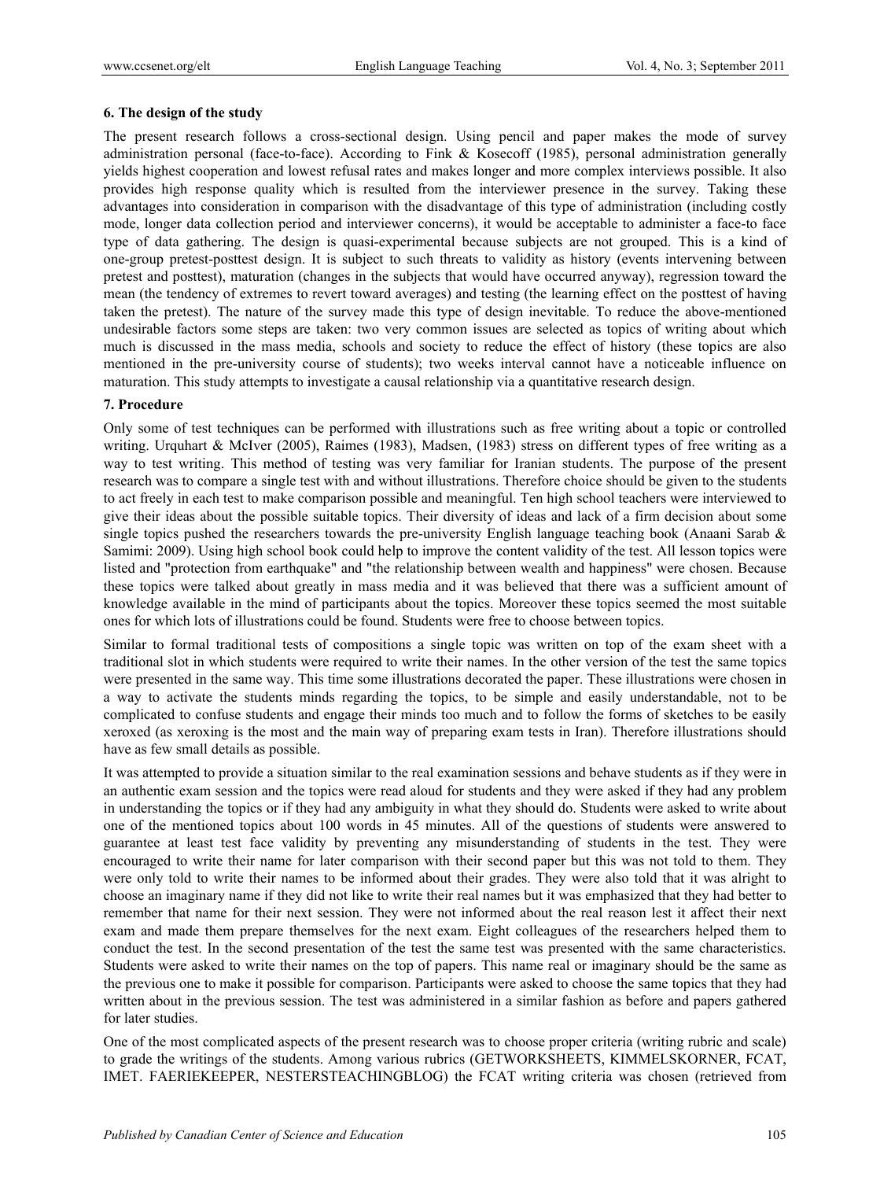### 6. The design of the study

The present research follows a cross-sectional design. Using pencil and paper makes the mode of survey administration personal (face-to-face). According to Fink & Kosecoff (1985), personal administration generally yields highest cooperation and lowest refusal rates and makes longer and more complex interviews possible. It also provides high response quality which is resulted from the interviewer presence in the survey. Taking these advantages into consideration in comparison with the disadvantage of this type of administration (including costly mode, longer data collection period and interviewer concerns), it would be acceptable to administer a face-to face type of data gathering. The design is quasi-experimental because subjects are not grouped. This is a kind of one-group pretest-posttest design. It is subject to such threats to validity as history (events intervening between pretest and posttest), maturation (changes in the subjects that would have occurred anyway), regression toward the mean (the tendency of extremes to revert toward averages) and testing (the learning effect on the posttest of having taken the pretest). The nature of the survey made this type of design inevitable. To reduce the above-mentioned undesirable factors some steps are taken: two very common issues are selected as topics of writing about which much is discussed in the mass media, schools and society to reduce the effect of history (these topics are also mentioned in the pre-university course of students); two weeks interval cannot have a noticeable influence on maturation. This study attempts to investigate a causal relationship via a quantitative research design.

### 7. Procedure

Only some of test techniques can be performed with illustrations such as free writing about a topic or controlled writing. Urquhart & McIver (2005), Raimes (1983), Madsen, (1983) stress on different types of free writing as a way to test writing. This method of testing was very familiar for Iranian students. The purpose of the present research was to compare a single test with and without illustrations. Therefore choice should be given to the students to act freely in each test to make comparison possible and meaningful. Ten high school teachers were interviewed to give their ideas about the possible suitable topics. Their diversity of ideas and lack of a firm decision about some single topics pushed the researchers towards the pre-university English language teaching book (Anaani Sarab & Samimi: 2009). Using high school book could help to improve the content validity of the test. All lesson topics were listed and "protection from earthquake" and "the relationship between wealth and happiness" were chosen. Because these topics were talked about greatly in mass media and it was believed that there was a sufficient amount of knowledge available in the mind of participants about the topics. Moreover these topics seemed the most suitable ones for which lots of illustrations could be found. Students were free to choose between topics.

Similar to formal traditional tests of compositions a single topic was written on top of the exam sheet with a traditional slot in which students were required to write their names. In the other version of the test the same topics were presented in the same way. This time some illustrations decorated the paper. These illustrations were chosen in a way to activate the students minds regarding the topics, to be simple and easily understandable, not to be complicated to confuse students and engage their minds too much and to follow the forms of sketches to be easily xeroxed (as xeroxing is the most and the main way of preparing exam tests in Iran). Therefore illustrations should have as few small details as possible.

It was attempted to provide a situation similar to the real examination sessions and behave students as if they were in an authentic exam session and the topics were read aloud for students and they were asked if they had any problem in understanding the topics or if they had any ambiguity in what they should do. Students were asked to write about one of the mentioned topics about 100 words in 45 minutes. All of the questions of students were answered to guarantee at least test face validity by preventing any misunderstanding of students in the test. They were encouraged to write their name for later comparison with their second paper but this was not told to them. They were only told to write their names to be informed about their grades. They were also told that it was alright to choose an imaginary name if they did not like to write their real names but it was emphasized that they had better to remember that name for their next session. They were not informed about the real reason lest it affect their next exam and made them prepare themselves for the next exam. Eight colleagues of the researchers helped them to conduct the test. In the second presentation of the test the same test was presented with the same characteristics. Students were asked to write their names on the top of papers. This name real or imaginary should be the same as the previous one to make it possible for comparison. Participants were asked to choose the same topics that they had written about in the previous session. The test was administered in a similar fashion as before and papers gathered for later studies.

One of the most complicated aspects of the present research was to choose proper criteria (writing rubric and scale) to grade the writings of the students. Among various rubrics (GETWORKSHEETS, KIMMELSKORNER, FCAT, IMET. FAERIEKEEPER, NESTERSTEACHINGBLOG) the FCAT writing criteria was chosen (retrieved from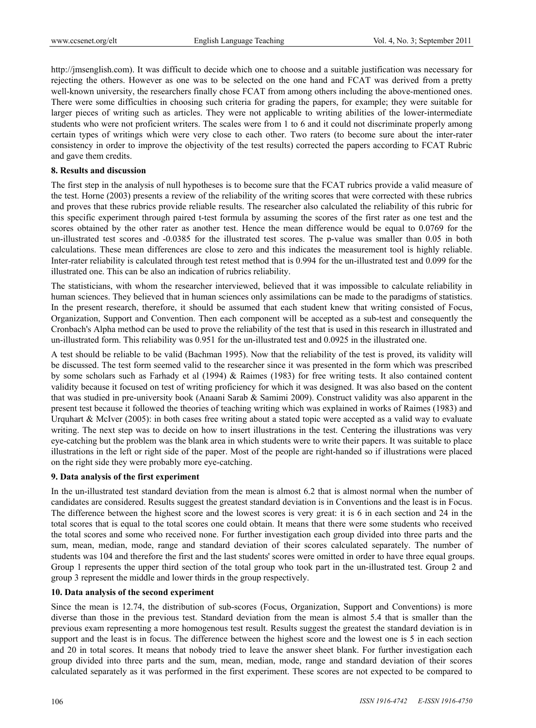http://jmsenglish.com). It was difficult to decide which one to choose and a suitable justification was necessary for rejecting the others. However as one was to be selected on the one hand and FCAT was derived from a pretty well-known university, the researchers finally chose FCAT from among others including the above-mentioned ones. There were some difficulties in choosing such criteria for grading the papers, for example; they were suitable for larger pieces of writing such as articles. They were not applicable to writing abilities of the lower-intermediate students who were not proficient writers. The scales were from 1 to 6 and it could not discriminate properly among certain types of writings which were very close to each other. Two raters (to become sure about the inter-rater consistency in order to improve the objectivity of the test results) corrected the papers according to FCAT Rubric and gave them credits.

## 8. Results and discussion

The first step in the analysis of null hypotheses is to become sure that the FCAT rubrics provide a valid measure of the test. Horne (2003) presents a review of the reliability of the writing scores that were corrected with these rubrics and proves that these rubrics provide reliable results. The researcher also calculated the reliability of this rubric for this specific experiment through paired t-test formula by assuming the scores of the first rater as one test and the scores obtained by the other rater as another test. Hence the mean difference would be equal to 0.0769 for the un-illustrated test scores and -0.0385 for the illustrated test scores. The p-value was smaller than 0.05 in both calculations. These mean differences are close to zero and this indicates the measurement tool is highly reliable. Inter-rater reliability is calculated through test retest method that is 0.994 for the un-illustrated test and 0.099 for the illustrated one. This can be also an indication of rubrics reliability.

The statisticians, with whom the researcher interviewed, believed that it was impossible to calculate reliability in human sciences. They believed that in human sciences only assimilations can be made to the paradigms of statistics. In the present research, therefore, it should be assumed that each student knew that writing consisted of Focus, Organization, Support and Convention. Then each component will be accepted as a sub-test and consequently the Cronbach's Alpha method can be used to prove the reliability of the test that is used in this research in illustrated and un-illustrated form. This reliability was 0.951 for the un-illustrated test and 0.0925 in the illustrated one.

A test should be reliable to be valid (Bachman 1995). Now that the reliability of the test is proved, its validity will be discussed. The test form seemed valid to the researcher since it was presented in the form which was prescribed by some scholars such as Farhady et al (1994) & Raimes (1983) for free writing tests. It also contained content validity because it focused on test of writing proficiency for which it was designed. It was also based on the content that was studied in pre-university book (Anaani Sarab & Samimi 2009). Construct validity was also apparent in the present test because it followed the theories of teaching writing which was explained in works of Raimes (1983) and Urquhart & McIver (2005): in both cases free writing about a stated topic were accepted as a valid way to evaluate writing. The next step was to decide on how to insert illustrations in the test. Centering the illustrations was very eye-catching but the problem was the blank area in which students were to write their papers. It was suitable to place illustrations in the left or right side of the paper. Most of the people are right-handed so if illustrations were placed on the right side they were probably more eye-catching.

## 9. Data analysis of the first experiment

In the un-illustrated test standard deviation from the mean is almost 6.2 that is almost normal when the number of candidates are considered. Results suggest the greatest standard deviation is in Conventions and the least is in Focus. The difference between the highest score and the lowest scores is very great: it is 6 in each section and 24 in the total scores that is equal to the total scores one could obtain. It means that there were some students who received the total scores and some who received none. For further investigation each group divided into three parts and the sum, mean, median, mode, range and standard deviation of their scores calculated separately. The number of students was 104 and therefore the first and the last students' scores were omitted in order to have three equal groups. Group 1 represents the upper third section of the total group who took part in the un-illustrated test. Group 2 and group 3 represent the middle and lower thirds in the group respectively.

## 10. Data analysis of the second experiment

Since the mean is 12.74, the distribution of sub-scores (Focus, Organization, Support and Conventions) is more diverse than those in the previous test. Standard deviation from the mean is almost 5.4 that is smaller than the previous exam representing a more homogenous test result. Results suggest the greatest standard deviation is in support and the least is in focus. The difference between the highest score and the lowest one is 5 in each section and 20 in total scores. It means that nobody tried to leave the answer sheet blank. For further investigation each group divided into three parts and the sum, mean, median, mode, range and standard deviation of their scores calculated separately as it was performed in the first experiment. These scores are not expected to be compared to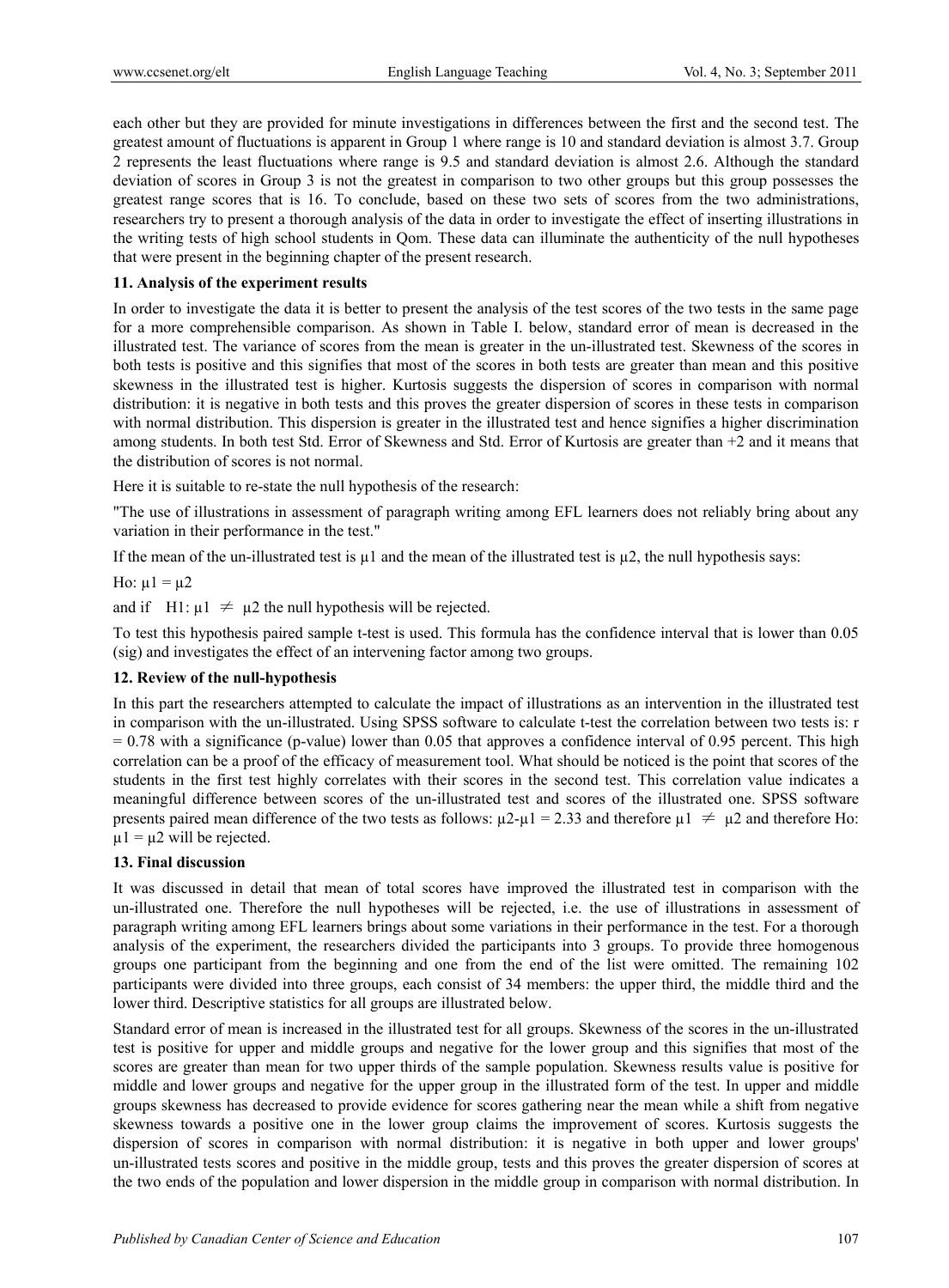each other but they are provided for minute investigations in differences between the first and the second test. The greatest amount of fluctuations is apparent in Group 1 where range is 10 and standard deviation is almost 3.7. Group 2 represents the least fluctuations where range is 9.5 and standard deviation is almost 2.6. Although the standard deviation of scores in Group 3 is not the greatest in comparison to two other groups but this group possesses the greatest range scores that is 16. To conclude, based on these two sets of scores from the two administrations, researchers try to present a thorough analysis of the data in order to investigate the effect of inserting illustrations in the writing tests of high school students in Qom. These data can illuminate the authenticity of the null hypotheses that were present in the beginning chapter of the present research.

## 11. Analysis of the experiment results

In order to investigate the data it is better to present the analysis of the test scores of the two tests in the same page for a more comprehensible comparison. As shown in Table I. below, standard error of mean is decreased in the illustrated test. The variance of scores from the mean is greater in the un-illustrated test. Skewness of the scores in both tests is positive and this signifies that most of the scores in both tests are greater than mean and this positive skewness in the illustrated test is higher. Kurtosis suggests the dispersion of scores in comparison with normal distribution: it is negative in both tests and this proves the greater dispersion of scores in these tests in comparison with normal distribution. This dispersion is greater in the illustrated test and hence signifies a higher discrimination among students. In both test Std. Error of Skewness and Std. Error of Kurtosis are greater than +2 and it means that the distribution of scores is not normal.

Here it is suitable to re-state the null hypothesis of the research:

"The use of illustrations in assessment of paragraph writing among EFL learners does not reliably bring about any variation in their performance in the test."

If the mean of the un-illustrated test is $\mu1$ and the mean of the illustrated test is $\mu2$, the null hypothesis says:

Ho: $\mu1 = \mu2$

and if H1: $\mu1 \neq \mu2$ the null hypothesis will be rejected.

To test this hypothesis paired sample t-test is used. This formula has the confidence interval that is lower than 0.05 (sig) and investigates the effect of an intervening factor among two groups.

## 12. Review of the null-hypothesis

In this part the researchers attempted to calculate the impact of illustrations as an intervention in the illustrated test in comparison with the un-illustrated. Using SPSS software to calculate t-test the correlation between two tests is: $r = 0.78$ with a significance (p-value) lower than 0.05 that approves a confidence interval of 0.95 percent. This high correlation can be a proof of the efficacy of measurement tool. What should be noticed is the point that scores of the students in the first test highly correlates with their scores in the second test. This correlation value indicates a meaningful difference between scores of the un-illustrated test and scores of the illustrated one. SPSS software presents paired mean difference of the two tests as follows: $\mu2\text{-}\mu1 = 2.33$ and therefore $\mu1 \neq \mu2$ and therefore Ho: $\mu1 = \mu2$ will be rejected.

## 13. Final discussion

It was discussed in detail that mean of total scores have improved the illustrated test in comparison with the un-illustrated one. Therefore the null hypotheses will be rejected, i.e. the use of illustrations in assessment of paragraph writing among EFL learners brings about some variations in their performance in the test. For a thorough analysis of the experiment, the researchers divided the participants into 3 groups. To provide three homogenous groups one participant from the beginning and one from the end of the list were omitted. The remaining 102 participants were divided into three groups, each consist of 34 members: the upper third, the middle third and the lower third. Descriptive statistics for all groups are illustrated below.

Standard error of mean is increased in the illustrated test for all groups. Skewness of the scores in the un-illustrated test is positive for upper and middle groups and negative for the lower group and this signifies that most of the scores are greater than mean for two upper thirds of the sample population. Skewness results value is positive for middle and lower groups and negative for the upper group in the illustrated form of the test. In upper and middle groups skewness has decreased to provide evidence for scores gathering near the mean while a shift from negative skewness towards a positive one in the lower group claims the improvement of scores. Kurtosis suggests the dispersion of scores in comparison with normal distribution: it is negative in both upper and lower groups' un-illustrated tests scores and positive in the middle group, tests and this proves the greater dispersion of scores at the two ends of the population and lower dispersion in the middle group in comparison with normal distribution. In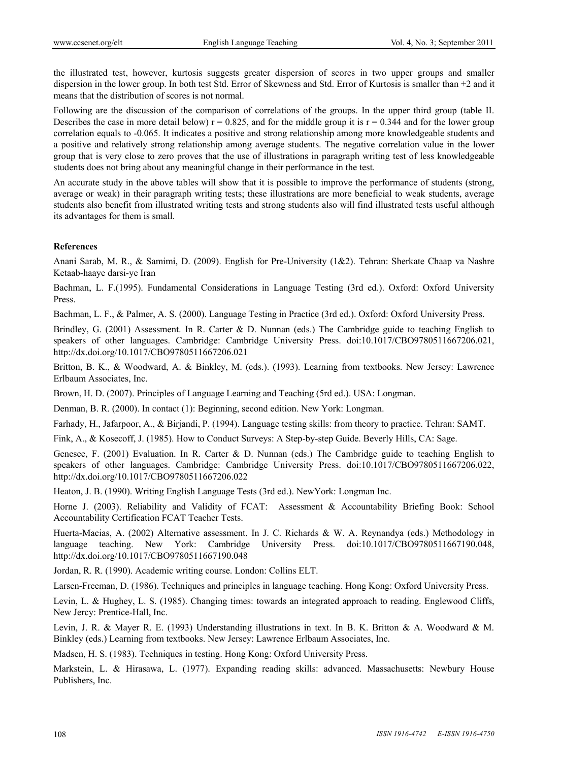the illustrated test, however, kurtosis suggests greater dispersion of scores in two upper groups and smaller dispersion in the lower group. In both test Std. Error of Skewness and Std. Error of Kurtosis is smaller than +2 and it means that the distribution of scores is not normal.

Following are the discussion of the comparison of correlations of the groups. In the upper third group (table II. Describes the case in more detail below) $r = 0.825$, and for the middle group it is $r = 0.344$ and for the lower group correlation equals to -0.065. It indicates a positive and strong relationship among more knowledgeable students and a positive and relatively strong relationship among average students. The negative correlation value in the lower group that is very close to zero proves that the use of illustrations in paragraph writing test of less knowledgeable students does not bring about any meaningful change in their performance in the test.

An accurate study in the above tables will show that it is possible to improve the performance of students (strong, average or weak) in their paragraph writing tests; these illustrations are more beneficial to weak students, average students also benefit from illustrated writing tests and strong students also will find illustrated tests useful although its advantages for them is small.

**References**

Anani Sarab, M. R., & Samimi, D. (2009). English for Pre-University (1&2). Tehran: Sherkate Chaap va Nashre Ketaab-haaye darsi-ye Iran

Bachman, L. F.(1995). Fundamental Considerations in Language Testing (3rd ed.). Oxford: Oxford University Press.

Bachman, L. F., & Palmer, A. S. (2000). Language Testing in Practice (3rd ed.). Oxford: Oxford University Press.

Brindley, G. (2001) Assessment. In R. Carter & D. Nunnan (eds.) The Cambridge guide to teaching English to speakers of other languages. Cambridge: Cambridge University Press. doi:10.1017/CBO9780511667206.021, http://dx.doi.org/10.1017/CBO9780511667206.021

Britton, B. K., & Woodward, A. & Binkley, M. (eds.). (1993). Learning from textbooks. New Jersey: Lawrence Erlbaum Associates, Inc.

Brown, H. D. (2007). Principles of Language Learning and Teaching (5rd ed.). USA: Longman.

Denman, B. R. (2000). In contact (1): Beginning, second edition. New York: Longman.

Farhady, H., Jafarpoor, A., & Birjandi, P. (1994). Language testing skills: from theory to practice. Tehran: SAMT.

Fink, A., & Kosecoff, J. (1985). How to Conduct Surveys: A Step-by-step Guide. Beverly Hills, CA: Sage.

Genesee, F. (2001) Evaluation. In R. Carter & D. Nunnan (eds.) The Cambridge guide to teaching English to speakers of other languages. Cambridge: Cambridge University Press. doi:10.1017/CBO9780511667206.022, http://dx.doi.org/10.1017/CBO9780511667206.022

Heaton, J. B. (1990). Writing English Language Tests (3rd ed.). NewYork: Longman Inc.

Horne J. (2003). Reliability and Validity of FCAT: Assessment & Accountability Briefing Book: School Accountability Certification FCAT Teacher Tests.

Huerta-Macias, A. (2002) Alternative assessment. In J. C. Richards & W. A. Reynandya (eds.) Methodology in language teaching. New York: Cambridge University Press. doi:10.1017/CBO9780511667190.048, http://dx.doi.org/10.1017/CBO9780511667190.048

Jordan, R. R. (1990). Academic writing course. London: Collins ELT.

Larsen-Freeman, D. (1986). Techniques and principles in language teaching. Hong Kong: Oxford University Press.

Levin, L. & Hughey, L. S. (1985). Changing times: towards an integrated approach to reading. Englewood Cliffs, New Jercy: Prentice-Hall, Inc.

Levin, J. R. & Mayer R. E. (1993) Understanding illustrations in text. In B. K. Britton & A. Woodward & M. Binkley (eds.) Learning from textbooks. New Jersey: Lawrence Erlbaum Associates, Inc.

Madsen, H. S. (1983). Techniques in testing. Hong Kong: Oxford University Press.

Markstein, L. & Hirasawa, L. (1977). Expanding reading skills: advanced. Massachusetts: Newbury House Publishers, Inc.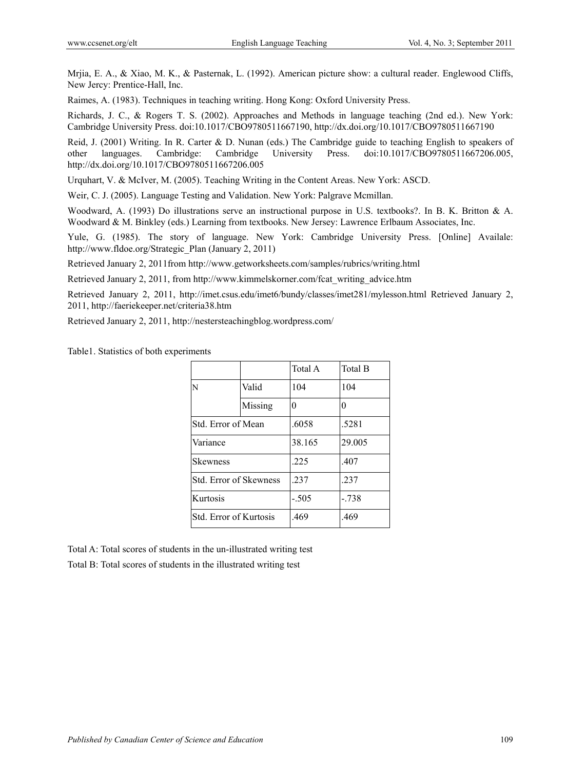Mrjia, E. A., & Xiao, M. K., & Pasternak, L. (1992). American picture show: a cultural reader. Englewood Cliffs, New Jercy: Prentice-Hall, Inc.

Raimes, A. (1983). Techniques in teaching writing. Hong Kong: Oxford University Press.

Richards, J. C., & Rogers T. S. (2002). Approaches and Methods in language teaching (2nd ed.). New York: Cambridge University Press. doi:10.1017/CBO9780511667190, http://dx.doi.org/10.1017/CBO9780511667190

Reid, J. (2001) Writing. In R. Carter & D. Nunan (eds.) The Cambridge guide to teaching English to speakers of other languages. Cambridge: Cambridge University Press. doi:10.1017/CBO9780511667206.005, http://dx.doi.org/10.1017/CBO9780511667206.005

Urquhart, V. & McIver, M. (2005). Teaching Writing in the Content Areas. New York: ASCD.

Weir, C. J. (2005). Language Testing and Validation. New York: Palgrave Mcmillan.

Woodward, A. (1993) Do illustrations serve an instructional purpose in U.S. textbooks?. In B. K. Britton & A. Woodward & M. Binkley (eds.) Learning from textbooks. New Jersey: Lawrence Erlbaum Associates, Inc.

Yule, G. (1985). The story of language. New York: Cambridge University Press. [Online] Availale: http://www.fldoe.org/Strategic_Plan (January 2, 2011)

Retrieved January 2, 2011from http://www.getworksheets.com/samples/rubrics/writing.html

Retrieved January 2, 2011, from http://www.kimmelskorner.com/fcat_writing_advice.htm

Retrieved January 2, 2011, http://imet.csus.edu/imet6/bundy/classes/imet281/mylesson.html Retrieved January 2, 2011, http://faeriekeeper.net/criteria38.htm

Retrieved January 2, 2011, http://nestersteachingblog.wordpress.com/

Table1. Statistics of both experiments

| | | Total A | Total B |
|---|---|---|---|
| N | Valid | 104 | 104 |
| | Missing | 0 | 0 |
| Std. Error of Mean | | .6058 | .5281 |
| Variance | | 38.165 | 29.005 |
| Skewness | | .225 | .407 |
| Std. Error of Skewness | | .237 | .237 |
| Kurtosis | | -.505 | -.738 |
| Std. Error of Kurtosis | | .469 | .469 |

Total A: Total scores of students in the un-illustrated writing test

Total B: Total scores of students in the illustrated writing test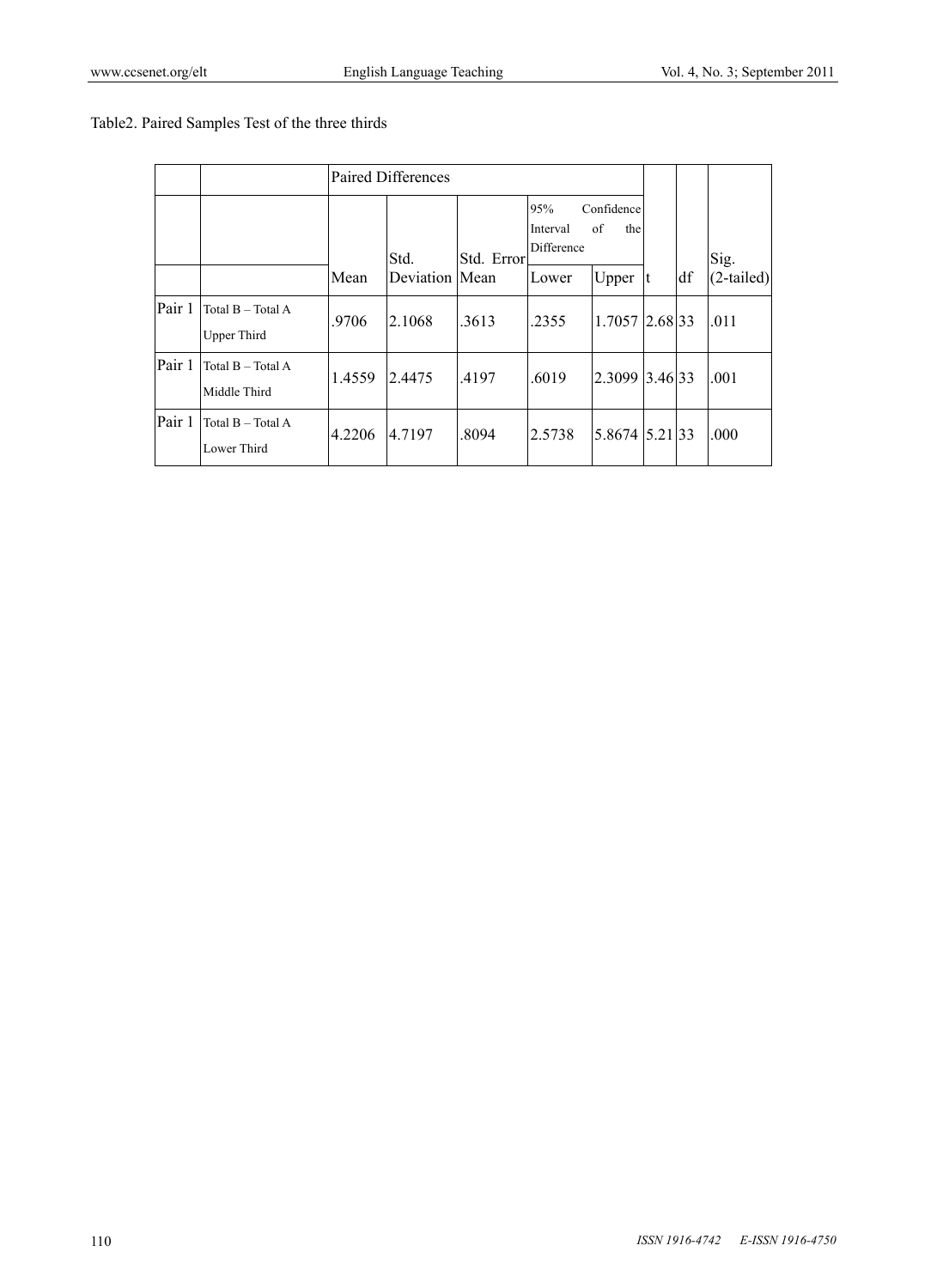Table2. Paired Samples Test of the three thirds

| | | Paired Differences | | | | | | | |
|---|---|---|---|---|---|---|---|---|---|
| | | | | | 95% Confidence Interval of the Difference | | | | |
| | | Mean | Std. Deviation | Std. Error Mean | Lower | Upper | t | df | Sig. (2-tailed) |
| Pair 1 | Total B – Total A Upper Third | .9706 | 2.1068 | .3613 | .2355 | 1.7057 | 2.68 | 33 | .011 |
| Pair 1 | Total B – Total A Middle Third | 1.4559 | 2.4475 | .4197 | .6019 | 2.3099 | 3.46 | 33 | .001 |
| Pair 1 | Total B – Total A Lower Third | 4.2206 | 4.7197 | .8094 | 2.5738 | 5.8674 | 5.21 | 33 | .000 |